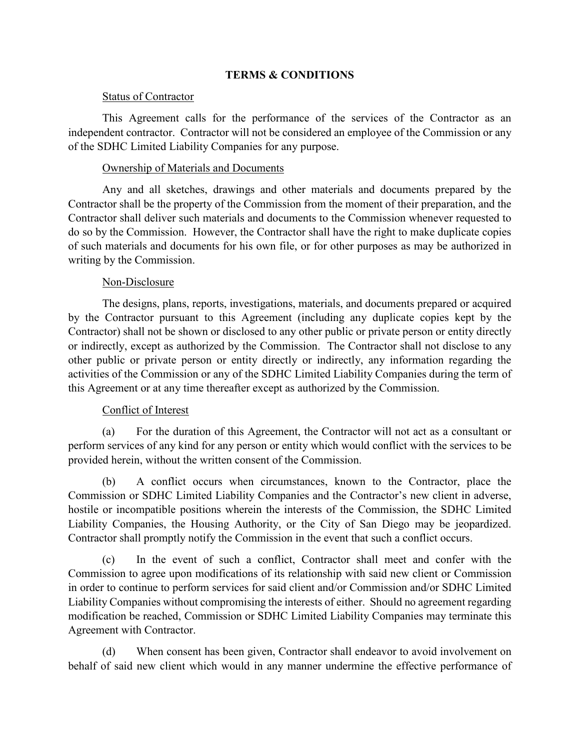# TERMS & CONDITIONS

Status of Contractor

This Agreement calls for the performance of the services of the Contractor as an independent contractor. Contractor will not be considered an employee of the Commission or any of the SDHC Limited Liability Companies for any purpose.

Ownership of Materials and Documents

Any and all sketches, drawings and other materials and documents prepared by the Contractor shall be the property of the Commission from the moment of their preparation, and the Contractor shall deliver such materials and documents to the Commission whenever requested to do so by the Commission. However, the Contractor shall have the right to make duplicate copies of such materials and documents for his own file, or for other purposes as may be authorized in writing by the Commission.

Non-Disclosure

The designs, plans, reports, investigations, materials, and documents prepared or acquired by the Contractor pursuant to this Agreement (including any duplicate copies kept by the Contractor) shall not be shown or disclosed to any other public or private person or entity directly or indirectly, except as authorized by the Commission. The Contractor shall not disclose to any other public or private person or entity directly or indirectly, any information regarding the activities of the Commission or any of the SDHC Limited Liability Companies during the term of this Agreement or at any time thereafter except as authorized by the Commission.

Conflict of Interest

(a) For the duration of this Agreement, the Contractor will not act as a consultant or perform services of any kind for any person or entity which would conflict with the services to be provided herein, without the written consent of the Commission.

(b) A conflict occurs when circumstances, known to the Contractor, place the Commission or SDHC Limited Liability Companies and the Contractor's new client in adverse, hostile or incompatible positions wherein the interests of the Commission, the SDHC Limited Liability Companies, the Housing Authority, or the City of San Diego may be jeopardized. Contractor shall promptly notify the Commission in the event that such a conflict occurs.

(c) In the event of such a conflict, Contractor shall meet and confer with the Commission to agree upon modifications of its relationship with said new client or Commission in order to continue to perform services for said client and/or Commission and/or SDHC Limited Liability Companies without compromising the interests of either. Should no agreement regarding modification be reached, Commission or SDHC Limited Liability Companies may terminate this Agreement with Contractor.

(d) When consent has been given, Contractor shall endeavor to avoid involvement on behalf of said new client which would in any manner undermine the effective performance of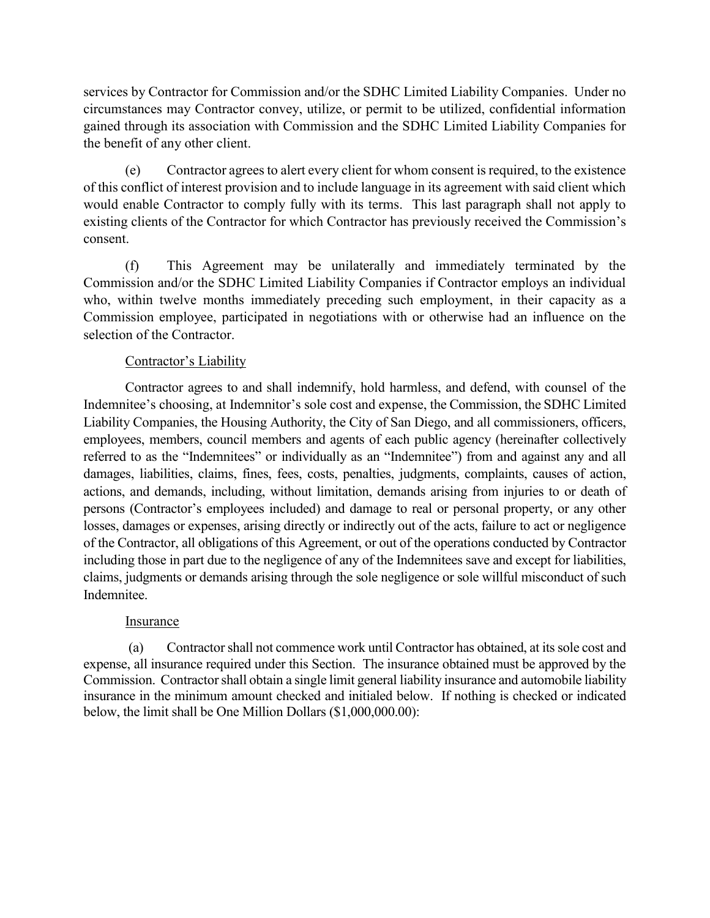services by Contractor for Commission and/or the SDHC Limited Liability Companies. Under no circumstances may Contractor convey, utilize, or permit to be utilized, confidential information gained through its association with Commission and the SDHC Limited Liability Companies for the benefit of any other client.

(e) Contractor agrees to alert every client for whom consent is required, to the existence of this conflict of interest provision and to include language in its agreement with said client which would enable Contractor to comply fully with its terms. This last paragraph shall not apply to existing clients of the Contractor for which Contractor has previously received the Commission's consent.

(f) This Agreement may be unilaterally and immediately terminated by the Commission and/or the SDHC Limited Liability Companies if Contractor employs an individual who, within twelve months immediately preceding such employment, in their capacity as a Commission employee, participated in negotiations with or otherwise had an influence on the selection of the Contractor.

<u>Contractor's Liability</u>

Contractor agrees to and shall indemnify, hold harmless, and defend, with counsel of the Indemnitee's choosing, at Indemnitor's sole cost and expense, the Commission, the SDHC Limited Liability Companies, the Housing Authority, the City of San Diego, and all commissioners, officers, employees, members, council members and agents of each public agency (hereinafter collectively referred to as the "Indemnitees" or individually as an "Indemnitee") from and against any and all damages, liabilities, claims, fines, fees, costs, penalties, judgments, complaints, causes of action, actions, and demands, including, without limitation, demands arising from injuries to or death of persons (Contractor's employees included) and damage to real or personal property, or any other losses, damages or expenses, arising directly or indirectly out of the acts, failure to act or negligence of the Contractor, all obligations of this Agreement, or out of the operations conducted by Contractor including those in part due to the negligence of any of the Indemnitees save and except for liabilities, claims, judgments or demands arising through the sole negligence or sole willful misconduct of such Indemnitee.

<u>Insurance</u>

(a) Contractor shall not commence work until Contractor has obtained, at its sole cost and expense, all insurance required under this Section. The insurance obtained must be approved by the Commission. Contractor shall obtain a single limit general liability insurance and automobile liability insurance in the minimum amount checked and initialed below. If nothing is checked or indicated below, the limit shall be One Million Dollars ($1,000,000.00):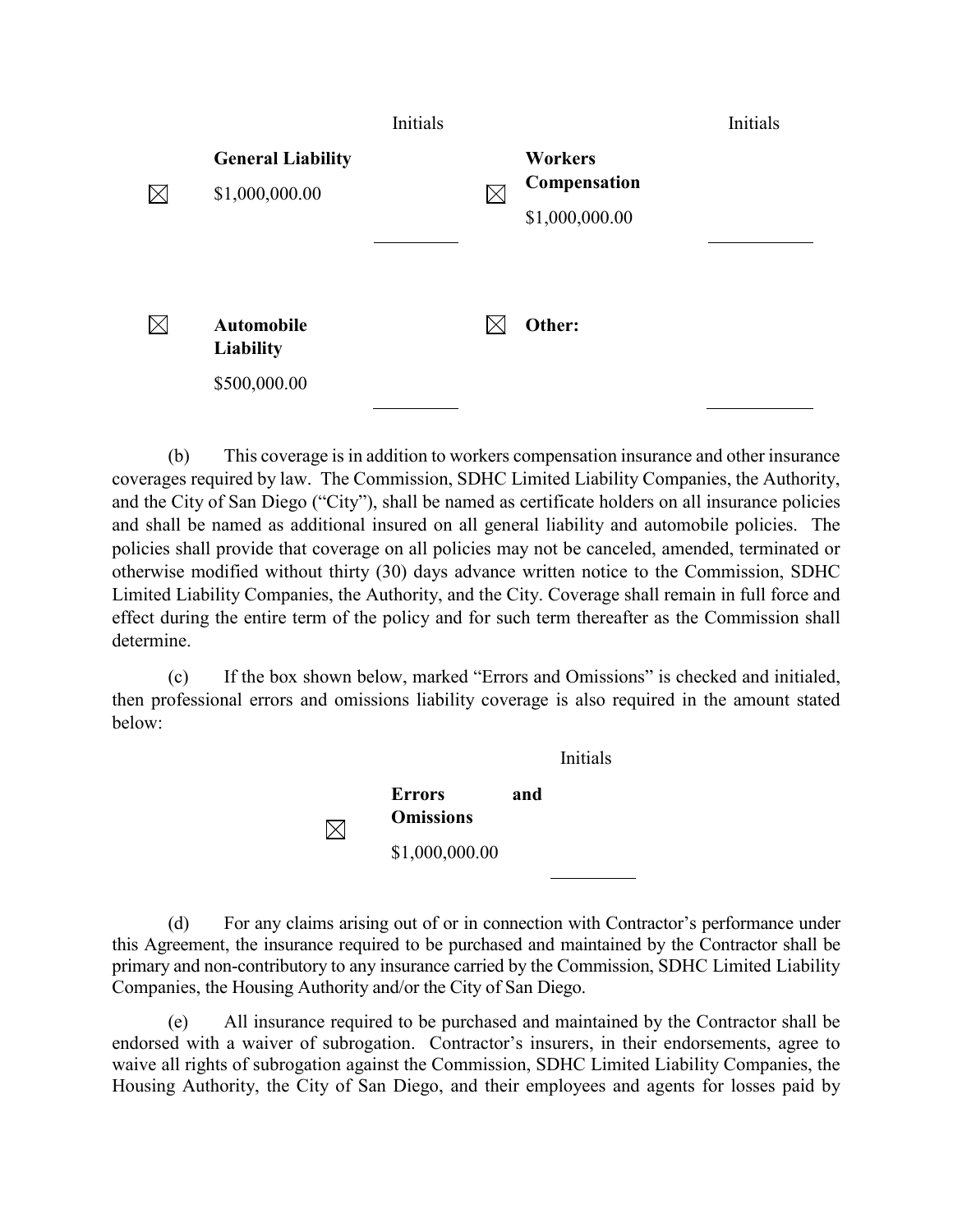| | | Initials | | | Initials |
|---|---|---|---|---|---|
| ☒ | **General Liability** $1,000,000.00 | _________ | ☒ | **Workers Compensation** $1,000,000.00 | _________ |
| ☒ | **Automobile Liability** $500,000.00 | _________ | ☒ | **Other:** | _________ |

(b) This coverage is in addition to workers compensation insurance and other insurance coverages required by law. The Commission, SDHC Limited Liability Companies, the Authority, and the City of San Diego ("City"), shall be named as certificate holders on all insurance policies and shall be named as additional insured on all general liability and automobile policies. The policies shall provide that coverage on all policies may not be canceled, amended, terminated or otherwise modified without thirty (30) days advance written notice to the Commission, SDHC Limited Liability Companies, the Authority, and the City. Coverage shall remain in full force and effect during the entire term of the policy and for such term thereafter as the Commission shall determine.

(c) If the box shown below, marked "Errors and Omissions" is checked and initialed, then professional errors and omissions liability coverage is also required in the amount stated below:

| | | Initials |
|---|---|---|
| ☒ | **Errors and Omissions** $1,000,000.00 | _________ |

(d) For any claims arising out of or in connection with Contractor's performance under this Agreement, the insurance required to be purchased and maintained by the Contractor shall be primary and non-contributory to any insurance carried by the Commission, SDHC Limited Liability Companies, the Housing Authority and/or the City of San Diego.

(e) All insurance required to be purchased and maintained by the Contractor shall be endorsed with a waiver of subrogation. Contractor's insurers, in their endorsements, agree to waive all rights of subrogation against the Commission, SDHC Limited Liability Companies, the Housing Authority, the City of San Diego, and their employees and agents for losses paid by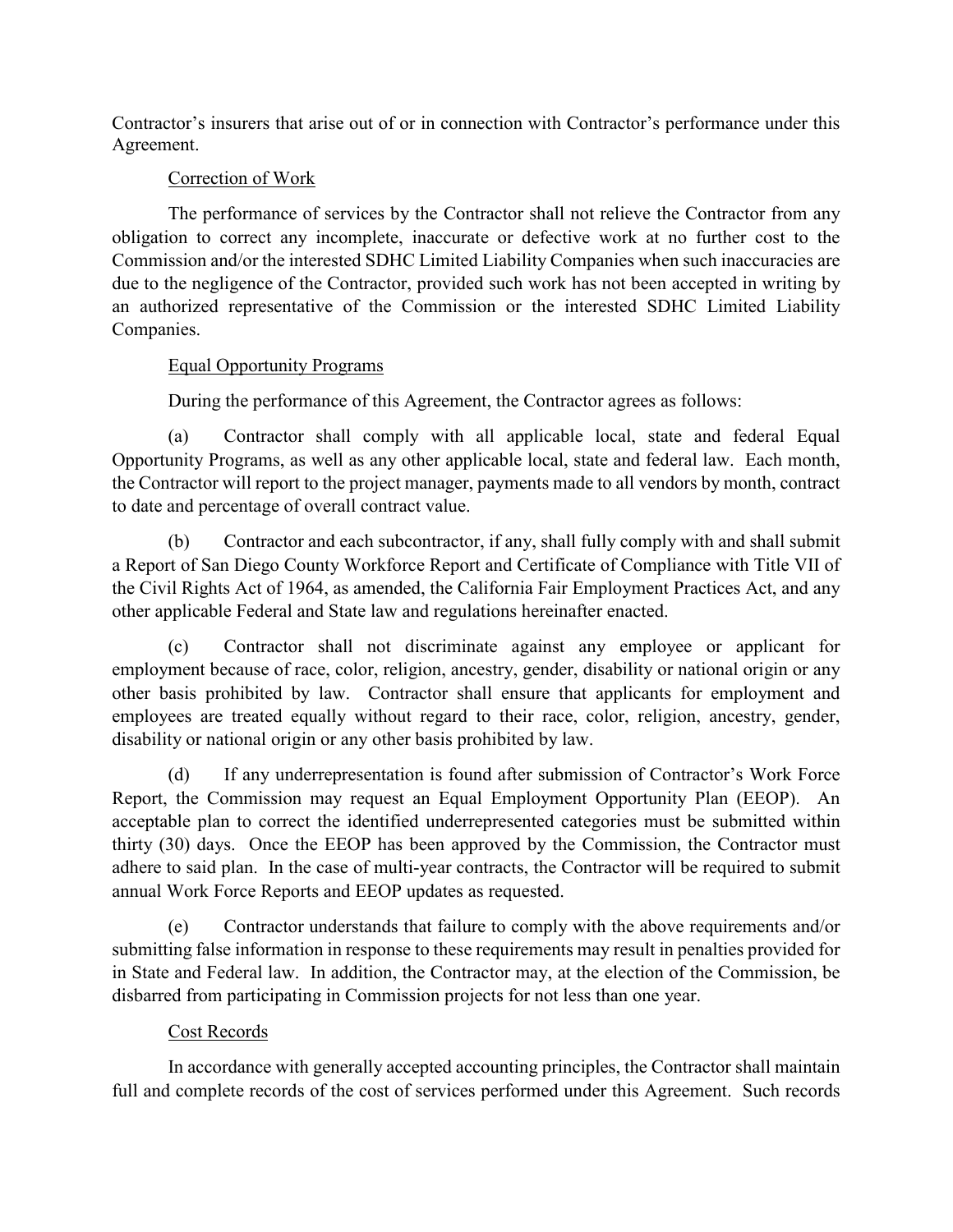Contractor's insurers that arise out of or in connection with Contractor's performance under this Agreement.

Correction of Work

The performance of services by the Contractor shall not relieve the Contractor from any obligation to correct any incomplete, inaccurate or defective work at no further cost to the Commission and/or the interested SDHC Limited Liability Companies when such inaccuracies are due to the negligence of the Contractor, provided such work has not been accepted in writing by an authorized representative of the Commission or the interested SDHC Limited Liability Companies.

Equal Opportunity Programs

During the performance of this Agreement, the Contractor agrees as follows:

(a) Contractor shall comply with all applicable local, state and federal Equal Opportunity Programs, as well as any other applicable local, state and federal law. Each month, the Contractor will report to the project manager, payments made to all vendors by month, contract to date and percentage of overall contract value.

(b) Contractor and each subcontractor, if any, shall fully comply with and shall submit a Report of San Diego County Workforce Report and Certificate of Compliance with Title VII of the Civil Rights Act of 1964, as amended, the California Fair Employment Practices Act, and any other applicable Federal and State law and regulations hereinafter enacted.

(c) Contractor shall not discriminate against any employee or applicant for employment because of race, color, religion, ancestry, gender, disability or national origin or any other basis prohibited by law. Contractor shall ensure that applicants for employment and employees are treated equally without regard to their race, color, religion, ancestry, gender, disability or national origin or any other basis prohibited by law.

(d) If any underrepresentation is found after submission of Contractor's Work Force Report, the Commission may request an Equal Employment Opportunity Plan (EEOP). An acceptable plan to correct the identified underrepresented categories must be submitted within thirty (30) days. Once the EEOP has been approved by the Commission, the Contractor must adhere to said plan. In the case of multi-year contracts, the Contractor will be required to submit annual Work Force Reports and EEOP updates as requested.

(e) Contractor understands that failure to comply with the above requirements and/or submitting false information in response to these requirements may result in penalties provided for in State and Federal law. In addition, the Contractor may, at the election of the Commission, be disbarred from participating in Commission projects for not less than one year.

Cost Records

In accordance with generally accepted accounting principles, the Contractor shall maintain full and complete records of the cost of services performed under this Agreement. Such records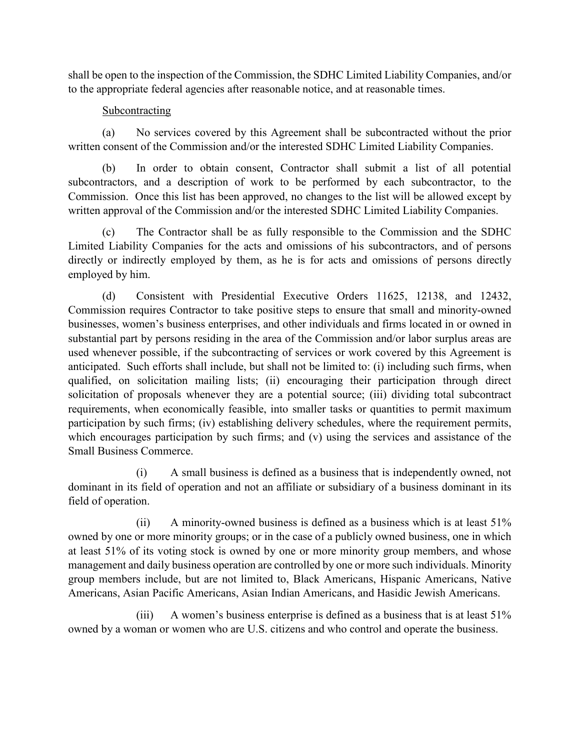shall be open to the inspection of the Commission, the SDHC Limited Liability Companies, and/or to the appropriate federal agencies after reasonable notice, and at reasonable times.

Subcontracting

(a) No services covered by this Agreement shall be subcontracted without the prior written consent of the Commission and/or the interested SDHC Limited Liability Companies.

(b) In order to obtain consent, Contractor shall submit a list of all potential subcontractors, and a description of work to be performed by each subcontractor, to the Commission. Once this list has been approved, no changes to the list will be allowed except by written approval of the Commission and/or the interested SDHC Limited Liability Companies.

(c) The Contractor shall be as fully responsible to the Commission and the SDHC Limited Liability Companies for the acts and omissions of his subcontractors, and of persons directly or indirectly employed by them, as he is for acts and omissions of persons directly employed by him.

(d) Consistent with Presidential Executive Orders 11625, 12138, and 12432, Commission requires Contractor to take positive steps to ensure that small and minority-owned businesses, women's business enterprises, and other individuals and firms located in or owned in substantial part by persons residing in the area of the Commission and/or labor surplus areas are used whenever possible, if the subcontracting of services or work covered by this Agreement is anticipated. Such efforts shall include, but shall not be limited to: (i) including such firms, when qualified, on solicitation mailing lists; (ii) encouraging their participation through direct solicitation of proposals whenever they are a potential source; (iii) dividing total subcontract requirements, when economically feasible, into smaller tasks or quantities to permit maximum participation by such firms; (iv) establishing delivery schedules, where the requirement permits, which encourages participation by such firms; and (v) using the services and assistance of the Small Business Commerce.

(i) A small business is defined as a business that is independently owned, not dominant in its field of operation and not an affiliate or subsidiary of a business dominant in its field of operation.

(ii) A minority-owned business is defined as a business which is at least 51% owned by one or more minority groups; or in the case of a publicly owned business, one in which at least 51% of its voting stock is owned by one or more minority group members, and whose management and daily business operation are controlled by one or more such individuals. Minority group members include, but are not limited to, Black Americans, Hispanic Americans, Native Americans, Asian Pacific Americans, Asian Indian Americans, and Hasidic Jewish Americans.

(iii) A women's business enterprise is defined as a business that is at least 51% owned by a woman or women who are U.S. citizens and who control and operate the business.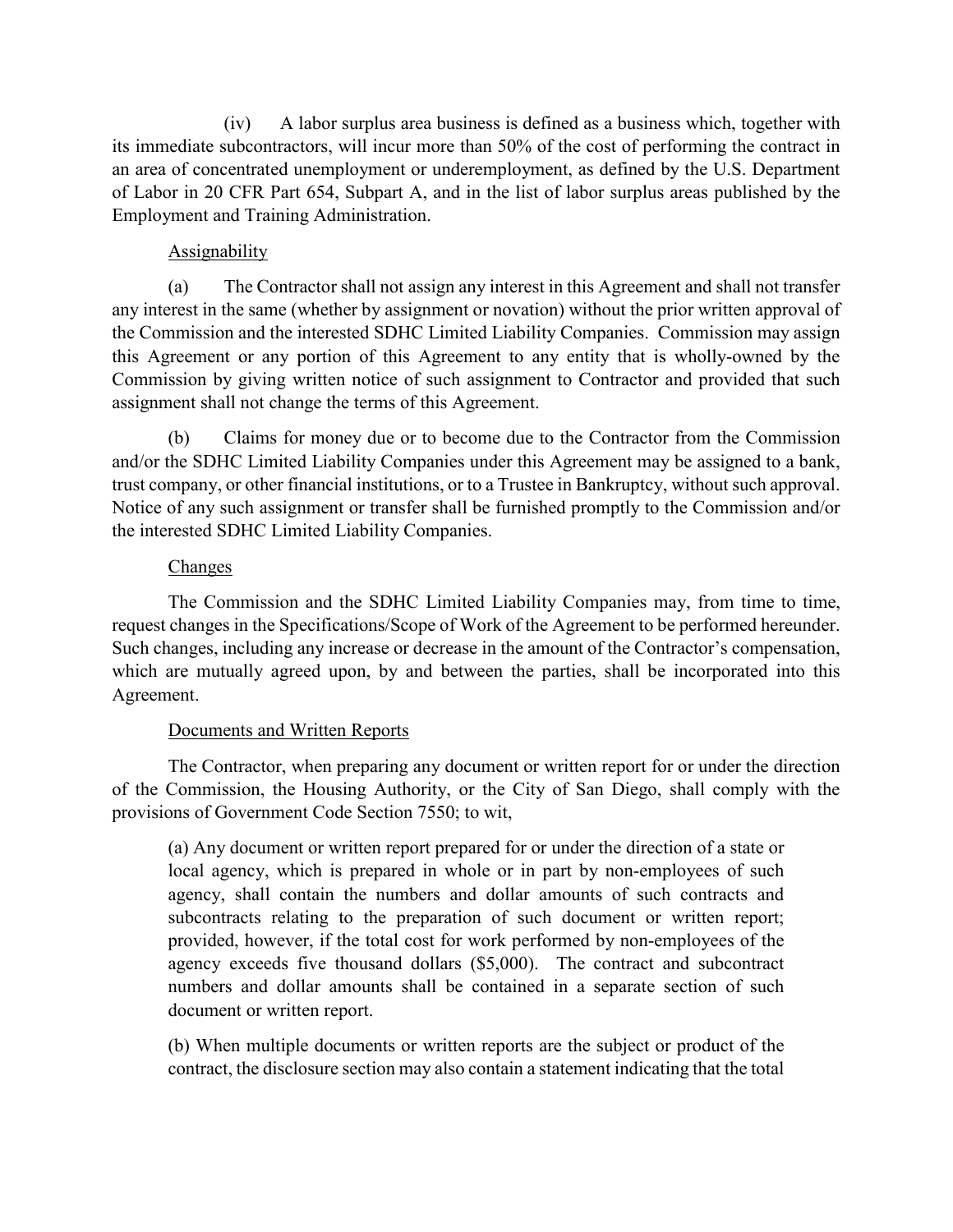(iv) A labor surplus area business is defined as a business which, together with its immediate subcontractors, will incur more than 50% of the cost of performing the contract in an area of concentrated unemployment or underemployment, as defined by the U.S. Department of Labor in 20 CFR Part 654, Subpart A, and in the list of labor surplus areas published by the Employment and Training Administration.

Assignability

(a) The Contractor shall not assign any interest in this Agreement and shall not transfer any interest in the same (whether by assignment or novation) without the prior written approval of the Commission and the interested SDHC Limited Liability Companies. Commission may assign this Agreement or any portion of this Agreement to any entity that is wholly-owned by the Commission by giving written notice of such assignment to Contractor and provided that such assignment shall not change the terms of this Agreement.

(b) Claims for money due or to become due to the Contractor from the Commission and/or the SDHC Limited Liability Companies under this Agreement may be assigned to a bank, trust company, or other financial institutions, or to a Trustee in Bankruptcy, without such approval. Notice of any such assignment or transfer shall be furnished promptly to the Commission and/or the interested SDHC Limited Liability Companies.

Changes

The Commission and the SDHC Limited Liability Companies may, from time to time, request changes in the Specifications/Scope of Work of the Agreement to be performed hereunder. Such changes, including any increase or decrease in the amount of the Contractor's compensation, which are mutually agreed upon, by and between the parties, shall be incorporated into this Agreement.

Documents and Written Reports

The Contractor, when preparing any document or written report for or under the direction of the Commission, the Housing Authority, or the City of San Diego, shall comply with the provisions of Government Code Section 7550; to wit,

> (a) Any document or written report prepared for or under the direction of a state or local agency, which is prepared in whole or in part by non-employees of such agency, shall contain the numbers and dollar amounts of such contracts and subcontracts relating to the preparation of such document or written report; provided, however, if the total cost for work performed by non-employees of the agency exceeds five thousand dollars ($5,000). The contract and subcontract numbers and dollar amounts shall be contained in a separate section of such document or written report.
>
> (b) When multiple documents or written reports are the subject or product of the contract, the disclosure section may also contain a statement indicating that the total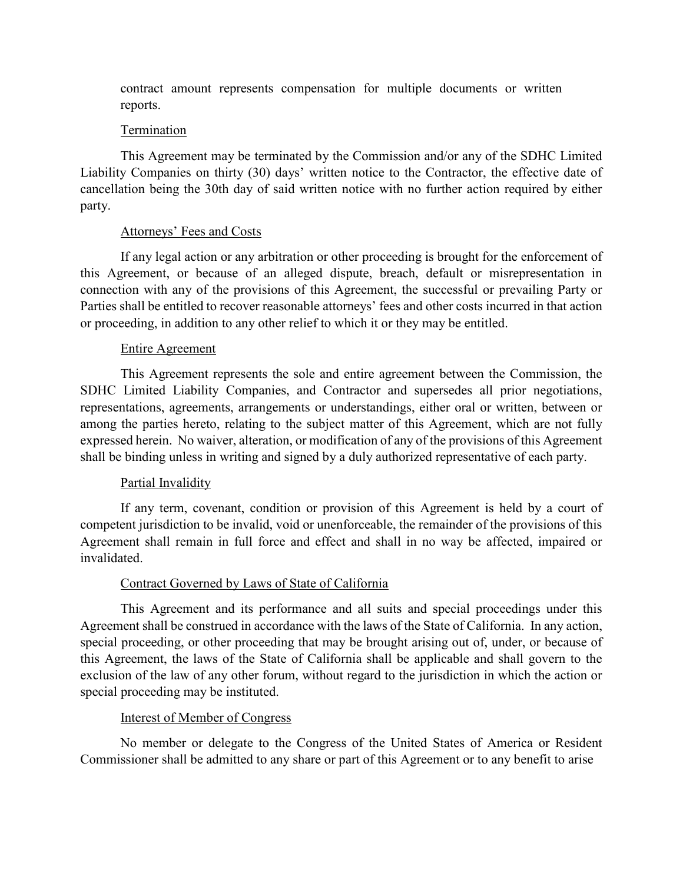contract amount represents compensation for multiple documents or written reports.

Termination

This Agreement may be terminated by the Commission and/or any of the SDHC Limited Liability Companies on thirty (30) days' written notice to the Contractor, the effective date of cancellation being the 30th day of said written notice with no further action required by either party.

Attorneys' Fees and Costs

If any legal action or any arbitration or other proceeding is brought for the enforcement of this Agreement, or because of an alleged dispute, breach, default or misrepresentation in connection with any of the provisions of this Agreement, the successful or prevailing Party or Parties shall be entitled to recover reasonable attorneys' fees and other costs incurred in that action or proceeding, in addition to any other relief to which it or they may be entitled.

Entire Agreement

This Agreement represents the sole and entire agreement between the Commission, the SDHC Limited Liability Companies, and Contractor and supersedes all prior negotiations, representations, agreements, arrangements or understandings, either oral or written, between or among the parties hereto, relating to the subject matter of this Agreement, which are not fully expressed herein. No waiver, alteration, or modification of any of the provisions of this Agreement shall be binding unless in writing and signed by a duly authorized representative of each party.

Partial Invalidity

If any term, covenant, condition or provision of this Agreement is held by a court of competent jurisdiction to be invalid, void or unenforceable, the remainder of the provisions of this Agreement shall remain in full force and effect and shall in no way be affected, impaired or invalidated.

Contract Governed by Laws of State of California

This Agreement and its performance and all suits and special proceedings under this Agreement shall be construed in accordance with the laws of the State of California. In any action, special proceeding, or other proceeding that may be brought arising out of, under, or because of this Agreement, the laws of the State of California shall be applicable and shall govern to the exclusion of the law of any other forum, without regard to the jurisdiction in which the action or special proceeding may be instituted.

Interest of Member of Congress

No member or delegate to the Congress of the United States of America or Resident Commissioner shall be admitted to any share or part of this Agreement or to any benefit to arise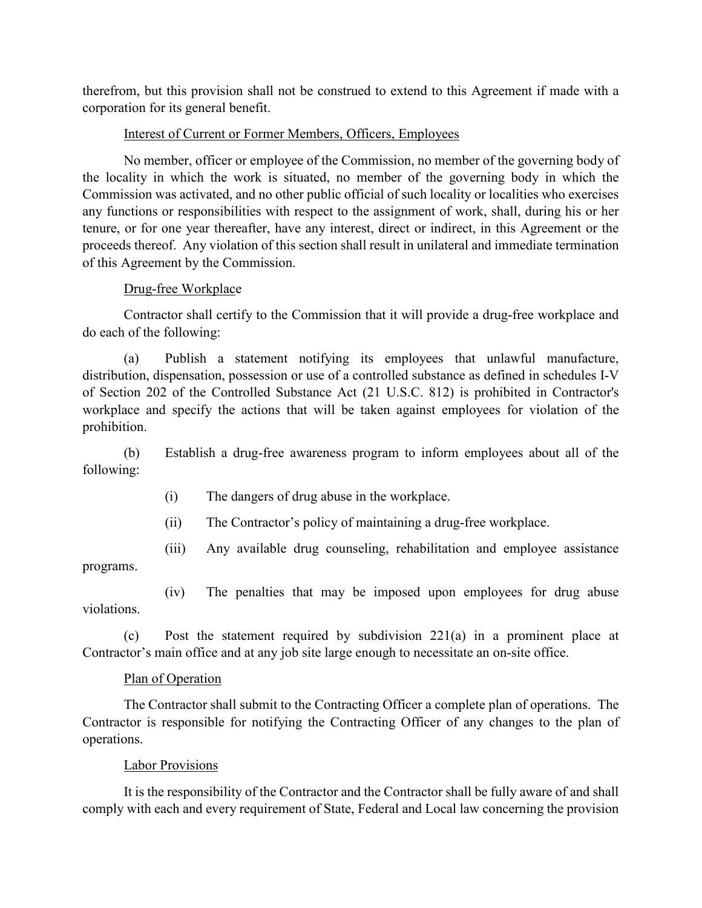therefrom, but this provision shall not be construed to extend to this Agreement if made with a corporation for its general benefit.

Interest of Current or Former Members, Officers, Employees

No member, officer or employee of the Commission, no member of the governing body of the locality in which the work is situated, no member of the governing body in which the Commission was activated, and no other public official of such locality or localities who exercises any functions or responsibilities with respect to the assignment of work, shall, during his or her tenure, or for one year thereafter, have any interest, direct or indirect, in this Agreement or the proceeds thereof. Any violation of this section shall result in unilateral and immediate termination of this Agreement by the Commission.

Drug-free Workplace

Contractor shall certify to the Commission that it will provide a drug-free workplace and do each of the following:

(a) Publish a statement notifying its employees that unlawful manufacture, distribution, dispensation, possession or use of a controlled substance as defined in schedules I-V of Section 202 of the Controlled Substance Act (21 U.S.C. 812) is prohibited in Contractor's workplace and specify the actions that will be taken against employees for violation of the prohibition.

(b) Establish a drug-free awareness program to inform employees about all of the following:

(i) The dangers of drug abuse in the workplace.

(ii) The Contractor's policy of maintaining a drug-free workplace.

(iii) Any available drug counseling, rehabilitation and employee assistance programs.

(iv) The penalties that may be imposed upon employees for drug abuse violations.

(c) Post the statement required by subdivision 221(a) in a prominent place at Contractor's main office and at any job site large enough to necessitate an on-site office.

Plan of Operation

The Contractor shall submit to the Contracting Officer a complete plan of operations. The Contractor is responsible for notifying the Contracting Officer of any changes to the plan of operations.

Labor Provisions

It is the responsibility of the Contractor and the Contractor shall be fully aware of and shall comply with each and every requirement of State, Federal and Local law concerning the provision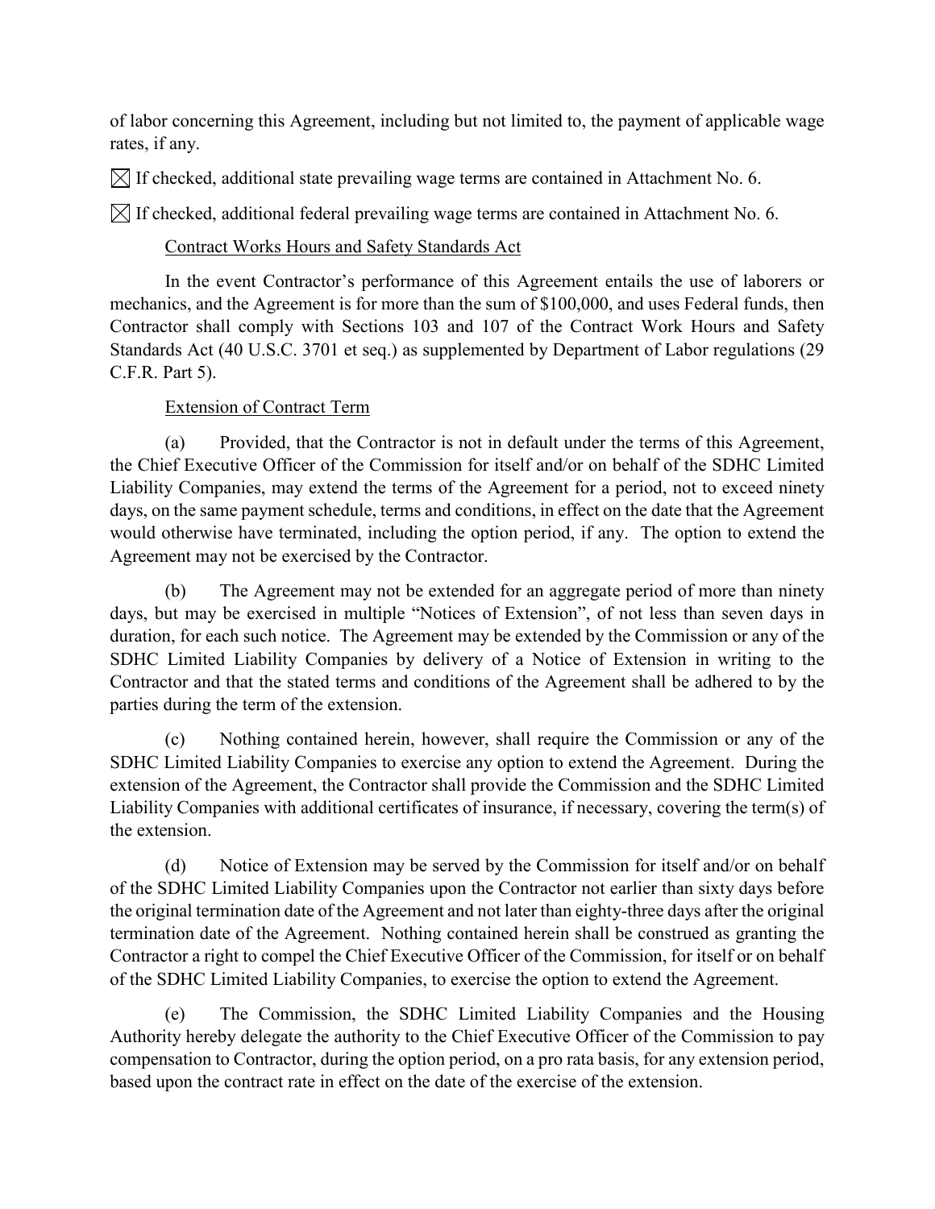of labor concerning this Agreement, including but not limited to, the payment of applicable wage rates, if any.

☒ If checked, additional state prevailing wage terms are contained in Attachment No. 6.

☒ If checked, additional federal prevailing wage terms are contained in Attachment No. 6.

<u>Contract Works Hours and Safety Standards Act</u>

In the event Contractor's performance of this Agreement entails the use of laborers or mechanics, and the Agreement is for more than the sum of $100,000, and uses Federal funds, then Contractor shall comply with Sections 103 and 107 of the Contract Work Hours and Safety Standards Act (40 U.S.C. 3701 et seq.) as supplemented by Department of Labor regulations (29 C.F.R. Part 5).

<u>Extension of Contract Term</u>

(a) Provided, that the Contractor is not in default under the terms of this Agreement, the Chief Executive Officer of the Commission for itself and/or on behalf of the SDHC Limited Liability Companies, may extend the terms of the Agreement for a period, not to exceed ninety days, on the same payment schedule, terms and conditions, in effect on the date that the Agreement would otherwise have terminated, including the option period, if any. The option to extend the Agreement may not be exercised by the Contractor.

(b) The Agreement may not be extended for an aggregate period of more than ninety days, but may be exercised in multiple "Notices of Extension", of not less than seven days in duration, for each such notice. The Agreement may be extended by the Commission or any of the SDHC Limited Liability Companies by delivery of a Notice of Extension in writing to the Contractor and that the stated terms and conditions of the Agreement shall be adhered to by the parties during the term of the extension.

(c) Nothing contained herein, however, shall require the Commission or any of the SDHC Limited Liability Companies to exercise any option to extend the Agreement. During the extension of the Agreement, the Contractor shall provide the Commission and the SDHC Limited Liability Companies with additional certificates of insurance, if necessary, covering the term(s) of the extension.

(d) Notice of Extension may be served by the Commission for itself and/or on behalf of the SDHC Limited Liability Companies upon the Contractor not earlier than sixty days before the original termination date of the Agreement and not later than eighty-three days after the original termination date of the Agreement. Nothing contained herein shall be construed as granting the Contractor a right to compel the Chief Executive Officer of the Commission, for itself or on behalf of the SDHC Limited Liability Companies, to exercise the option to extend the Agreement.

(e) The Commission, the SDHC Limited Liability Companies and the Housing Authority hereby delegate the authority to the Chief Executive Officer of the Commission to pay compensation to Contractor, during the option period, on a pro rata basis, for any extension period, based upon the contract rate in effect on the date of the exercise of the extension.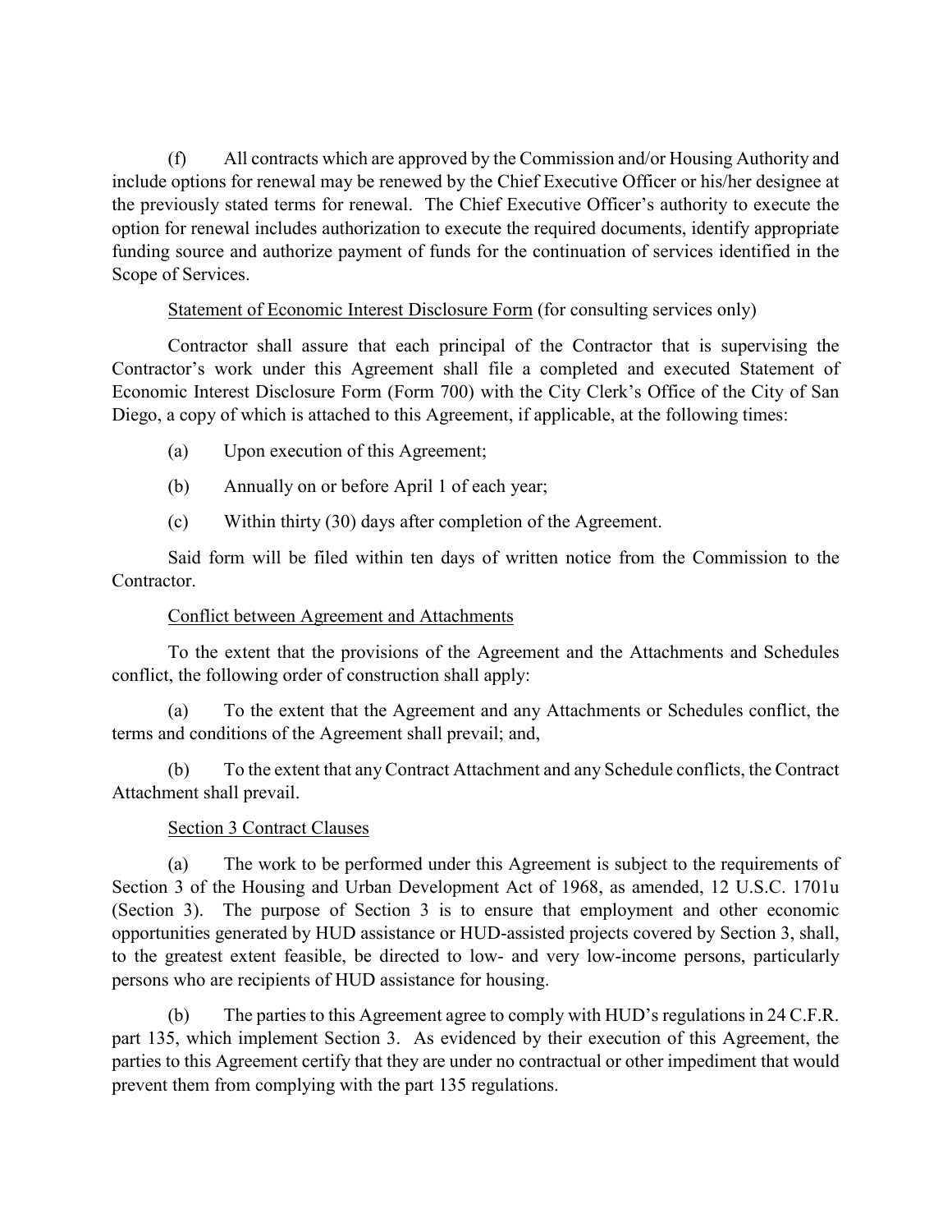(f) All contracts which are approved by the Commission and/or Housing Authority and include options for renewal may be renewed by the Chief Executive Officer or his/her designee at the previously stated terms for renewal. The Chief Executive Officer's authority to execute the option for renewal includes authorization to execute the required documents, identify appropriate funding source and authorize payment of funds for the continuation of services identified in the Scope of Services.

<u>Statement of Economic Interest Disclosure Form</u> (for consulting services only)

Contractor shall assure that each principal of the Contractor that is supervising the Contractor's work under this Agreement shall file a completed and executed Statement of Economic Interest Disclosure Form (Form 700) with the City Clerk's Office of the City of San Diego, a copy of which is attached to this Agreement, if applicable, at the following times:

(a) Upon execution of this Agreement;

(b) Annually on or before April 1 of each year;

(c) Within thirty (30) days after completion of the Agreement.

Said form will be filed within ten days of written notice from the Commission to the Contractor.

<u>Conflict between Agreement and Attachments</u>

To the extent that the provisions of the Agreement and the Attachments and Schedules conflict, the following order of construction shall apply:

(a) To the extent that the Agreement and any Attachments or Schedules conflict, the terms and conditions of the Agreement shall prevail; and,

(b) To the extent that any Contract Attachment and any Schedule conflicts, the Contract Attachment shall prevail.

<u>Section 3 Contract Clauses</u>

(a) The work to be performed under this Agreement is subject to the requirements of Section 3 of the Housing and Urban Development Act of 1968, as amended, 12 U.S.C. 1701u (Section 3). The purpose of Section 3 is to ensure that employment and other economic opportunities generated by HUD assistance or HUD-assisted projects covered by Section 3, shall, to the greatest extent feasible, be directed to low- and very low-income persons, particularly persons who are recipients of HUD assistance for housing.

(b) The parties to this Agreement agree to comply with HUD's regulations in 24 C.F.R. part 135, which implement Section 3. As evidenced by their execution of this Agreement, the parties to this Agreement certify that they are under no contractual or other impediment that would prevent them from complying with the part 135 regulations.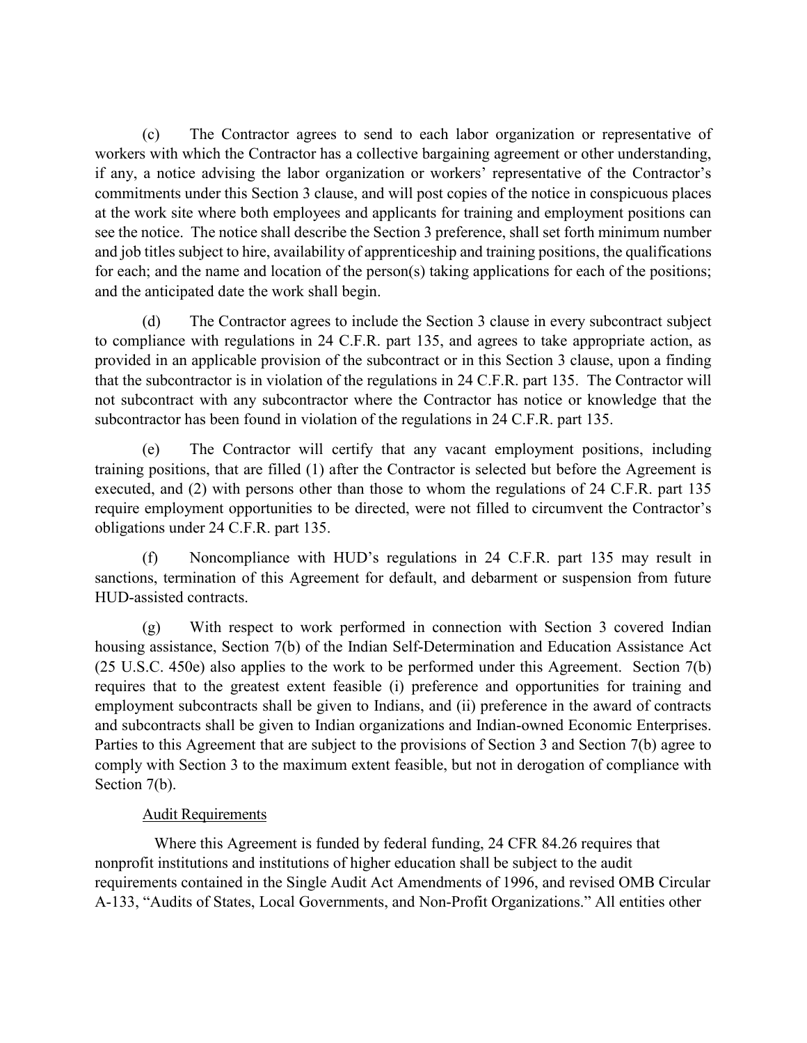(c) The Contractor agrees to send to each labor organization or representative of workers with which the Contractor has a collective bargaining agreement or other understanding, if any, a notice advising the labor organization or workers' representative of the Contractor's commitments under this Section 3 clause, and will post copies of the notice in conspicuous places at the work site where both employees and applicants for training and employment positions can see the notice. The notice shall describe the Section 3 preference, shall set forth minimum number and job titles subject to hire, availability of apprenticeship and training positions, the qualifications for each; and the name and location of the person(s) taking applications for each of the positions; and the anticipated date the work shall begin.

(d) The Contractor agrees to include the Section 3 clause in every subcontract subject to compliance with regulations in 24 C.F.R. part 135, and agrees to take appropriate action, as provided in an applicable provision of the subcontract or in this Section 3 clause, upon a finding that the subcontractor is in violation of the regulations in 24 C.F.R. part 135. The Contractor will not subcontract with any subcontractor where the Contractor has notice or knowledge that the subcontractor has been found in violation of the regulations in 24 C.F.R. part 135.

(e) The Contractor will certify that any vacant employment positions, including training positions, that are filled (1) after the Contractor is selected but before the Agreement is executed, and (2) with persons other than those to whom the regulations of 24 C.F.R. part 135 require employment opportunities to be directed, were not filled to circumvent the Contractor's obligations under 24 C.F.R. part 135.

(f) Noncompliance with HUD's regulations in 24 C.F.R. part 135 may result in sanctions, termination of this Agreement for default, and debarment or suspension from future HUD-assisted contracts.

(g) With respect to work performed in connection with Section 3 covered Indian housing assistance, Section 7(b) of the Indian Self-Determination and Education Assistance Act (25 U.S.C. 450e) also applies to the work to be performed under this Agreement. Section 7(b) requires that to the greatest extent feasible (i) preference and opportunities for training and employment subcontracts shall be given to Indians, and (ii) preference in the award of contracts and subcontracts shall be given to Indian organizations and Indian-owned Economic Enterprises. Parties to this Agreement that are subject to the provisions of Section 3 and Section 7(b) agree to comply with Section 3 to the maximum extent feasible, but not in derogation of compliance with Section 7(b).

<u>Audit Requirements</u>

Where this Agreement is funded by federal funding, 24 CFR 84.26 requires that nonprofit institutions and institutions of higher education shall be subject to the audit requirements contained in the Single Audit Act Amendments of 1996, and revised OMB Circular A-133, "Audits of States, Local Governments, and Non-Profit Organizations." All entities other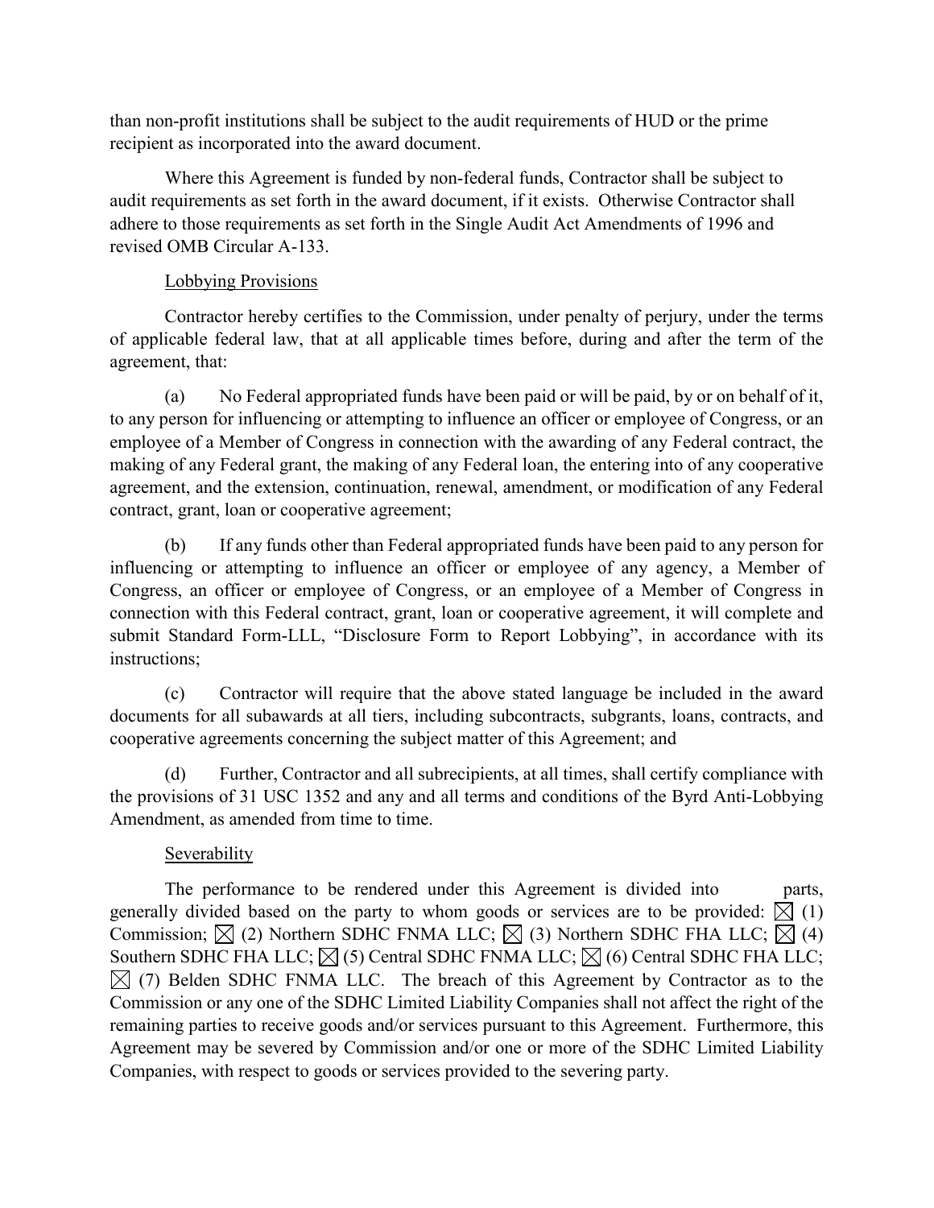than non-profit institutions shall be subject to the audit requirements of HUD or the prime recipient as incorporated into the award document.

Where this Agreement is funded by non-federal funds, Contractor shall be subject to audit requirements as set forth in the award document, if it exists. Otherwise Contractor shall adhere to those requirements as set forth in the Single Audit Act Amendments of 1996 and revised OMB Circular A-133.

<u>Lobbying Provisions</u>

Contractor hereby certifies to the Commission, under penalty of perjury, under the terms of applicable federal law, that at all applicable times before, during and after the term of the agreement, that:

(a) No Federal appropriated funds have been paid or will be paid, by or on behalf of it, to any person for influencing or attempting to influence an officer or employee of Congress, or an employee of a Member of Congress in connection with the awarding of any Federal contract, the making of any Federal grant, the making of any Federal loan, the entering into of any cooperative agreement, and the extension, continuation, renewal, amendment, or modification of any Federal contract, grant, loan or cooperative agreement;

(b) If any funds other than Federal appropriated funds have been paid to any person for influencing or attempting to influence an officer or employee of any agency, a Member of Congress, an officer or employee of Congress, or an employee of a Member of Congress in connection with this Federal contract, grant, loan or cooperative agreement, it will complete and submit Standard Form-LLL, "Disclosure Form to Report Lobbying", in accordance with its instructions;

(c) Contractor will require that the above stated language be included in the award documents for all subawards at all tiers, including subcontracts, subgrants, loans, contracts, and cooperative agreements concerning the subject matter of this Agreement; and

(d) Further, Contractor and all subrecipients, at all times, shall certify compliance with the provisions of 31 USC 1352 and any and all terms and conditions of the Byrd Anti-Lobbying Amendment, as amended from time to time.

<u>Severability</u>

The performance to be rendered under this Agreement is divided into parts, generally divided based on the party to whom goods or services are to be provided: ☒ (1) Commission; ☒ (2) Northern SDHC FNMA LLC; ☒ (3) Northern SDHC FHA LLC; ☒ (4) Southern SDHC FHA LLC; ☒ (5) Central SDHC FNMA LLC; ☒ (6) Central SDHC FHA LLC; ☒ (7) Belden SDHC FNMA LLC. The breach of this Agreement by Contractor as to the Commission or any one of the SDHC Limited Liability Companies shall not affect the right of the remaining parties to receive goods and/or services pursuant to this Agreement. Furthermore, this Agreement may be severed by Commission and/or one or more of the SDHC Limited Liability Companies, with respect to goods or services provided to the severing party.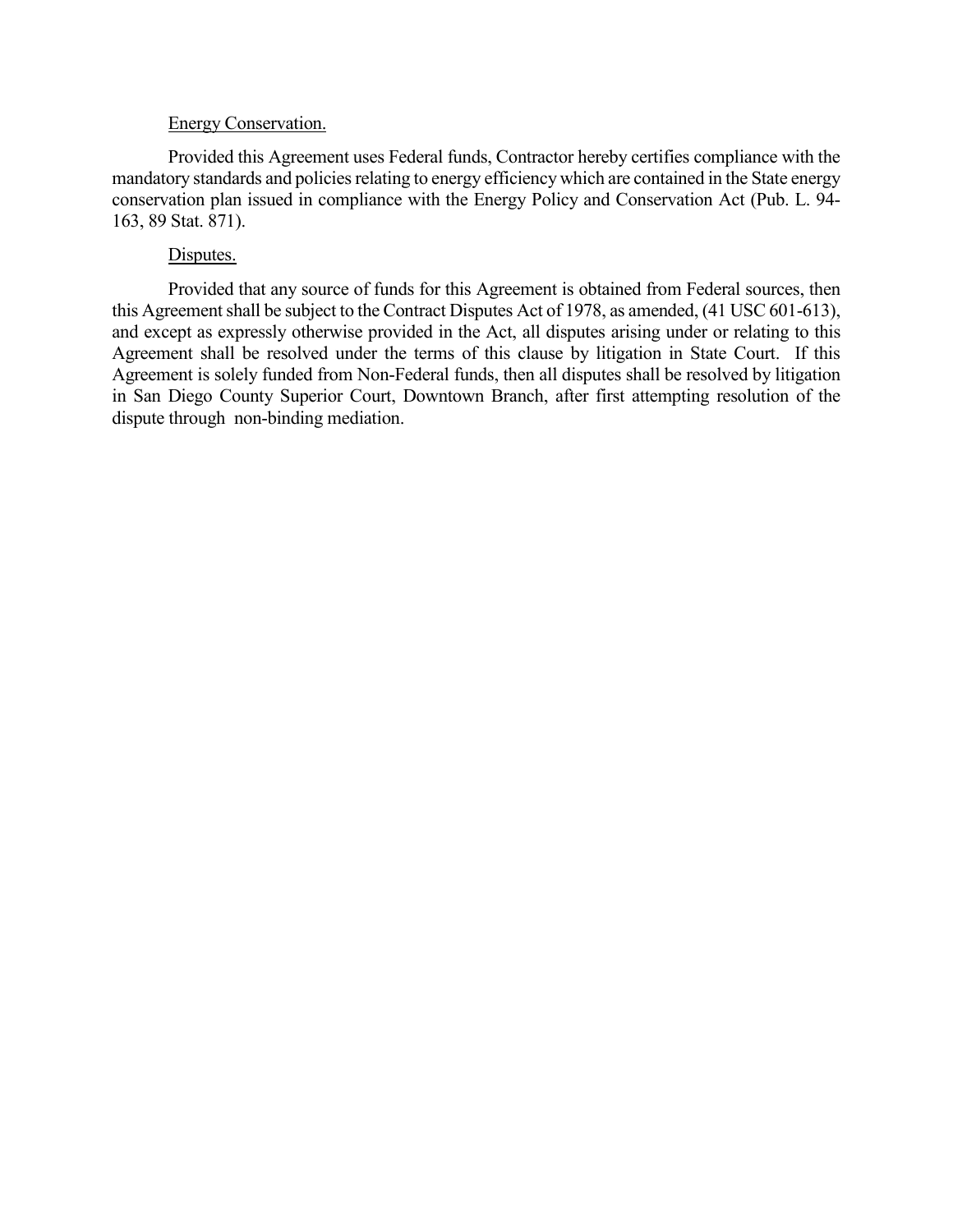<u>Energy Conservation.</u>

Provided this Agreement uses Federal funds, Contractor hereby certifies compliance with the mandatory standards and policies relating to energy efficiency which are contained in the State energy conservation plan issued in compliance with the Energy Policy and Conservation Act (Pub. L. 94-163, 89 Stat. 871).

<u>Disputes.</u>

Provided that any source of funds for this Agreement is obtained from Federal sources, then this Agreement shall be subject to the Contract Disputes Act of 1978, as amended, (41 USC 601-613), and except as expressly otherwise provided in the Act, all disputes arising under or relating to this Agreement shall be resolved under the terms of this clause by litigation in State Court. If this Agreement is solely funded from Non-Federal funds, then all disputes shall be resolved by litigation in San Diego County Superior Court, Downtown Branch, after first attempting resolution of the dispute through non-binding mediation.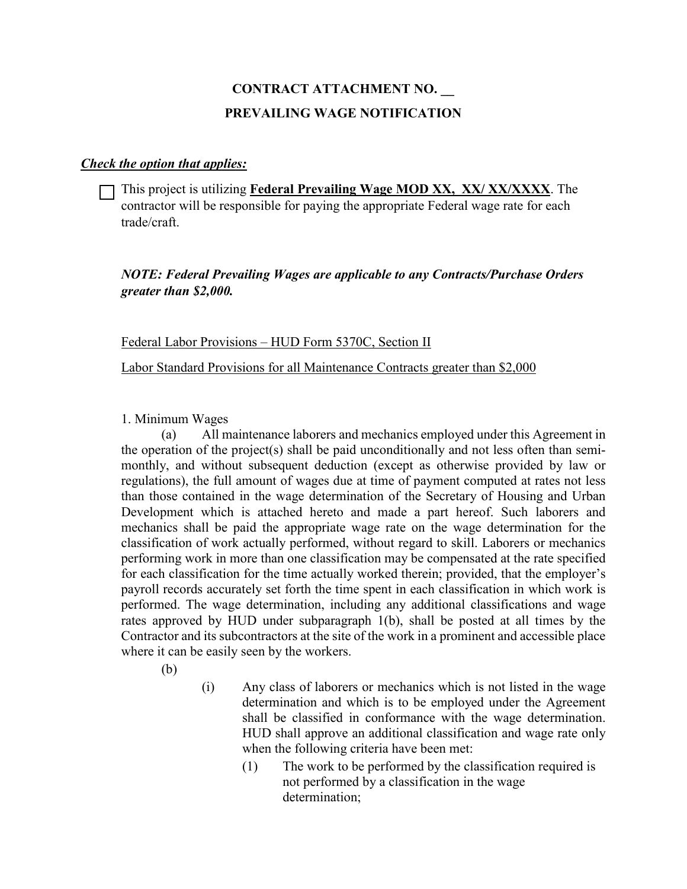**CONTRACT ATTACHMENT NO. __**

**PREVAILING WAGE NOTIFICATION**

***Check the option that applies:***

☐ This project is utilizing **Federal Prevailing Wage MOD XX, XX/ XX/XXXX**. The contractor will be responsible for paying the appropriate Federal wage rate for each trade/craft.

***NOTE: Federal Prevailing Wages are applicable to any Contracts/Purchase Orders greater than $2,000.***

Federal Labor Provisions – HUD Form 5370C, Section II

Labor Standard Provisions for all Maintenance Contracts greater than $2,000

1. Minimum Wages

(a) All maintenance laborers and mechanics employed under this Agreement in the operation of the project(s) shall be paid unconditionally and not less often than semi-monthly, and without subsequent deduction (except as otherwise provided by law or regulations), the full amount of wages due at time of payment computed at rates not less than those contained in the wage determination of the Secretary of Housing and Urban Development which is attached hereto and made a part hereof. Such laborers and mechanics shall be paid the appropriate wage rate on the wage determination for the classification of work actually performed, without regard to skill. Laborers or mechanics performing work in more than one classification may be compensated at the rate specified for each classification for the time actually worked therein; provided, that the employer's payroll records accurately set forth the time spent in each classification in which work is performed. The wage determination, including any additional classifications and wage rates approved by HUD under subparagraph 1(b), shall be posted at all times by the Contractor and its subcontractors at the site of the work in a prominent and accessible place where it can be easily seen by the workers.

(b)

(i) Any class of laborers or mechanics which is not listed in the wage determination and which is to be employed under the Agreement shall be classified in conformance with the wage determination. HUD shall approve an additional classification and wage rate only when the following criteria have been met:

(1) The work to be performed by the classification required is not performed by a classification in the wage determination;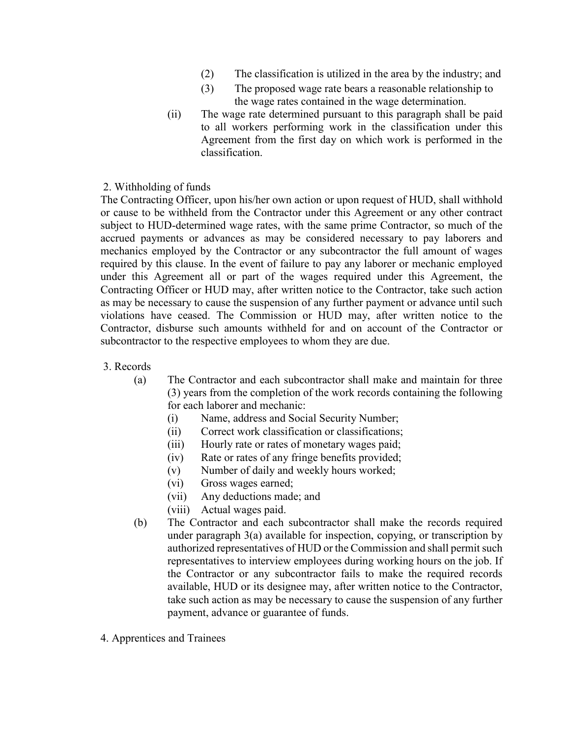(2) The classification is utilized in the area by the industry; and

(3) The proposed wage rate bears a reasonable relationship to the wage rates contained in the wage determination.

(ii) The wage rate determined pursuant to this paragraph shall be paid to all workers performing work in the classification under this Agreement from the first day on which work is performed in the classification.

2. Withholding of funds

The Contracting Officer, upon his/her own action or upon request of HUD, shall withhold or cause to be withheld from the Contractor under this Agreement or any other contract subject to HUD-determined wage rates, with the same prime Contractor, so much of the accrued payments or advances as may be considered necessary to pay laborers and mechanics employed by the Contractor or any subcontractor the full amount of wages required by this clause. In the event of failure to pay any laborer or mechanic employed under this Agreement all or part of the wages required under this Agreement, the Contracting Officer or HUD may, after written notice to the Contractor, take such action as may be necessary to cause the suspension of any further payment or advance until such violations have ceased. The Commission or HUD may, after written notice to the Contractor, disburse such amounts withheld for and on account of the Contractor or subcontractor to the respective employees to whom they are due.

3. Records

(a) The Contractor and each subcontractor shall make and maintain for three (3) years from the completion of the work records containing the following for each laborer and mechanic:

- (i) Name, address and Social Security Number;
- (ii) Correct work classification or classifications;
- (iii) Hourly rate or rates of monetary wages paid;
- (iv) Rate or rates of any fringe benefits provided;
- (v) Number of daily and weekly hours worked;
- (vi) Gross wages earned;
- (vii) Any deductions made; and
- (viii) Actual wages paid.

(b) The Contractor and each subcontractor shall make the records required under paragraph 3(a) available for inspection, copying, or transcription by authorized representatives of HUD or the Commission and shall permit such representatives to interview employees during working hours on the job. If the Contractor or any subcontractor fails to make the required records available, HUD or its designee may, after written notice to the Contractor, take such action as may be necessary to cause the suspension of any further payment, advance or guarantee of funds.

4. Apprentices and Trainees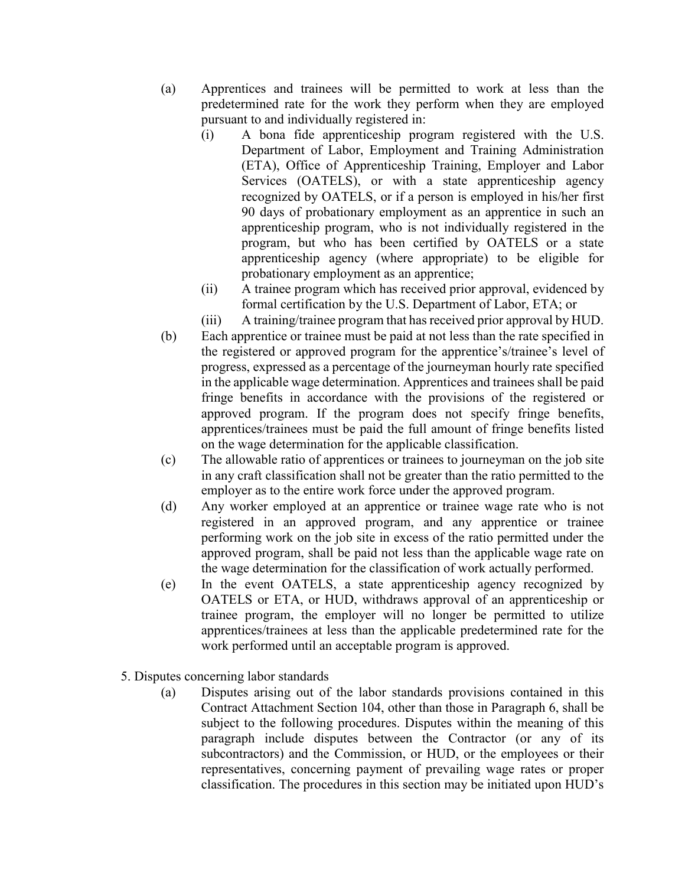(a) Apprentices and trainees will be permitted to work at less than the predetermined rate for the work they perform when they are employed pursuant to and individually registered in:

   (i) A bona fide apprenticeship program registered with the U.S. Department of Labor, Employment and Training Administration (ETA), Office of Apprenticeship Training, Employer and Labor Services (OATELS), or with a state apprenticeship agency recognized by OATELS, or if a person is employed in his/her first 90 days of probationary employment as an apprentice in such an apprenticeship program, who is not individually registered in the program, but who has been certified by OATELS or a state apprenticeship agency (where appropriate) to be eligible for probationary employment as an apprentice;

   (ii) A trainee program which has received prior approval, evidenced by formal certification by the U.S. Department of Labor, ETA; or

   (iii) A training/trainee program that has received prior approval by HUD.

(b) Each apprentice or trainee must be paid at not less than the rate specified in the registered or approved program for the apprentice's/trainee's level of progress, expressed as a percentage of the journeyman hourly rate specified in the applicable wage determination. Apprentices and trainees shall be paid fringe benefits in accordance with the provisions of the registered or approved program. If the program does not specify fringe benefits, apprentices/trainees must be paid the full amount of fringe benefits listed on the wage determination for the applicable classification.

(c) The allowable ratio of apprentices or trainees to journeyman on the job site in any craft classification shall not be greater than the ratio permitted to the employer as to the entire work force under the approved program.

(d) Any worker employed at an apprentice or trainee wage rate who is not registered in an approved program, and any apprentice or trainee performing work on the job site in excess of the ratio permitted under the approved program, shall be paid not less than the applicable wage rate on the wage determination for the classification of work actually performed.

(e) In the event OATELS, a state apprenticeship agency recognized by OATELS or ETA, or HUD, withdraws approval of an apprenticeship or trainee program, the employer will no longer be permitted to utilize apprentices/trainees at less than the applicable predetermined rate for the work performed until an acceptable program is approved.

5. Disputes concerning labor standards

(a) Disputes arising out of the labor standards provisions contained in this Contract Attachment Section 104, other than those in Paragraph 6, shall be subject to the following procedures. Disputes within the meaning of this paragraph include disputes between the Contractor (or any of its subcontractors) and the Commission, or HUD, or the employees or their representatives, concerning payment of prevailing wage rates or proper classification. The procedures in this section may be initiated upon HUD's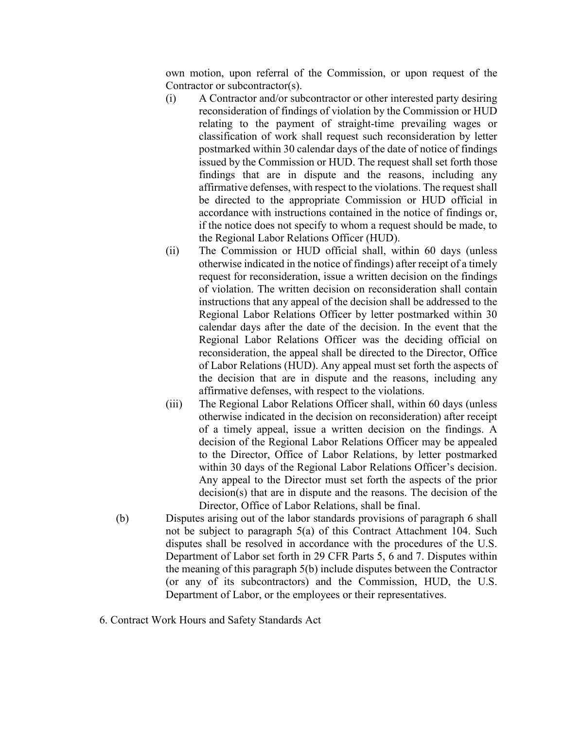own motion, upon referral of the Commission, or upon request of the Contractor or subcontractor(s).

(i) A Contractor and/or subcontractor or other interested party desiring reconsideration of findings of violation by the Commission or HUD relating to the payment of straight-time prevailing wages or classification of work shall request such reconsideration by letter postmarked within 30 calendar days of the date of notice of findings issued by the Commission or HUD. The request shall set forth those findings that are in dispute and the reasons, including any affirmative defenses, with respect to the violations. The request shall be directed to the appropriate Commission or HUD official in accordance with instructions contained in the notice of findings or, if the notice does not specify to whom a request should be made, to the Regional Labor Relations Officer (HUD).

(ii) The Commission or HUD official shall, within 60 days (unless otherwise indicated in the notice of findings) after receipt of a timely request for reconsideration, issue a written decision on the findings of violation. The written decision on reconsideration shall contain instructions that any appeal of the decision shall be addressed to the Regional Labor Relations Officer by letter postmarked within 30 calendar days after the date of the decision. In the event that the Regional Labor Relations Officer was the deciding official on reconsideration, the appeal shall be directed to the Director, Office of Labor Relations (HUD). Any appeal must set forth the aspects of the decision that are in dispute and the reasons, including any affirmative defenses, with respect to the violations.

(iii) The Regional Labor Relations Officer shall, within 60 days (unless otherwise indicated in the decision on reconsideration) after receipt of a timely appeal, issue a written decision on the findings. A decision of the Regional Labor Relations Officer may be appealed to the Director, Office of Labor Relations, by letter postmarked within 30 days of the Regional Labor Relations Officer's decision. Any appeal to the Director must set forth the aspects of the prior decision(s) that are in dispute and the reasons. The decision of the Director, Office of Labor Relations, shall be final.

(b) Disputes arising out of the labor standards provisions of paragraph 6 shall not be subject to paragraph 5(a) of this Contract Attachment 104. Such disputes shall be resolved in accordance with the procedures of the U.S. Department of Labor set forth in 29 CFR Parts 5, 6 and 7. Disputes within the meaning of this paragraph 5(b) include disputes between the Contractor (or any of its subcontractors) and the Commission, HUD, the U.S. Department of Labor, or the employees or their representatives.

6. Contract Work Hours and Safety Standards Act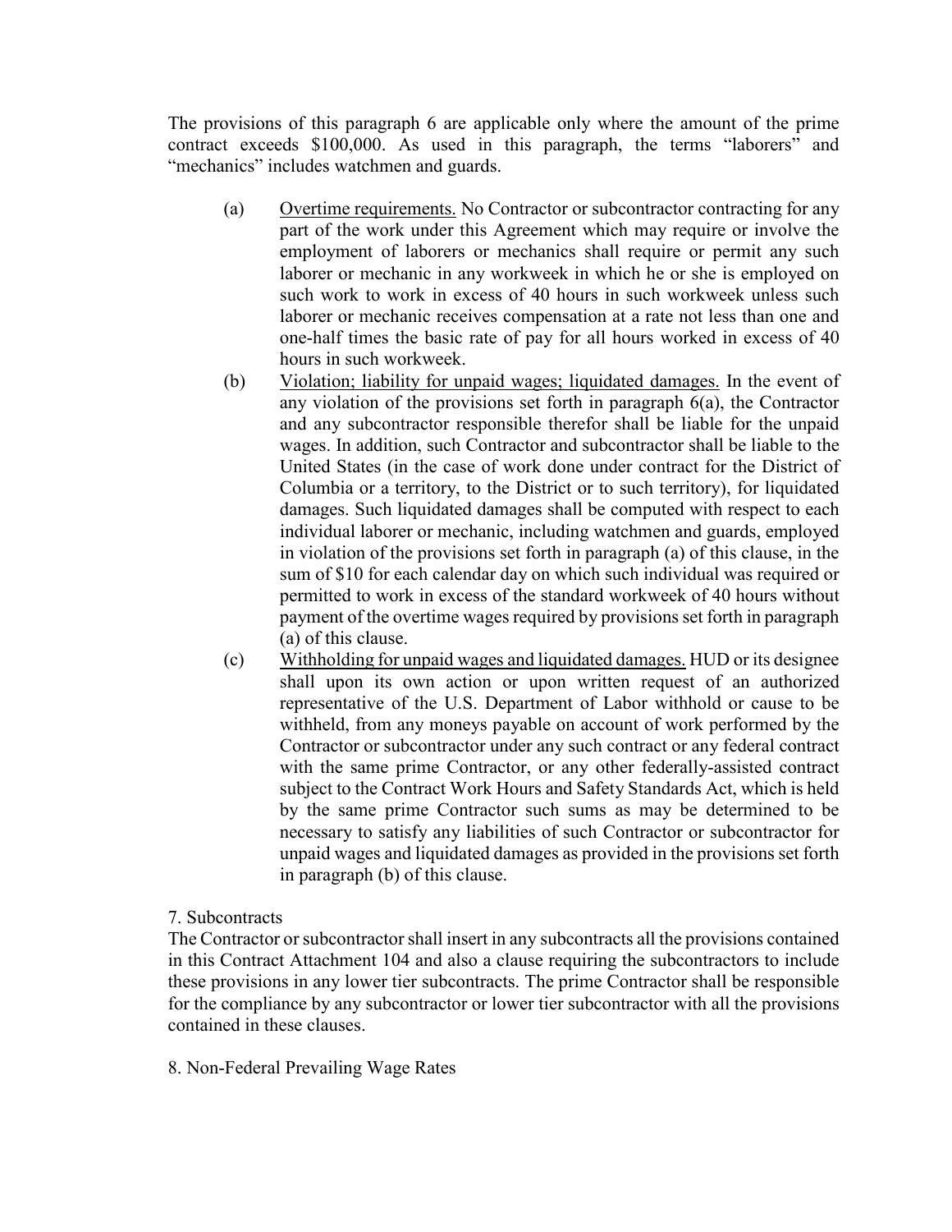The provisions of this paragraph 6 are applicable only where the amount of the prime contract exceeds $100,000. As used in this paragraph, the terms "laborers" and "mechanics" includes watchmen and guards.

(a) Overtime requirements. No Contractor or subcontractor contracting for any part of the work under this Agreement which may require or involve the employment of laborers or mechanics shall require or permit any such laborer or mechanic in any workweek in which he or she is employed on such work to work in excess of 40 hours in such workweek unless such laborer or mechanic receives compensation at a rate not less than one and one-half times the basic rate of pay for all hours worked in excess of 40 hours in such workweek.

(b) Violation; liability for unpaid wages; liquidated damages. In the event of any violation of the provisions set forth in paragraph 6(a), the Contractor and any subcontractor responsible therefor shall be liable for the unpaid wages. In addition, such Contractor and subcontractor shall be liable to the United States (in the case of work done under contract for the District of Columbia or a territory, to the District or to such territory), for liquidated damages. Such liquidated damages shall be computed with respect to each individual laborer or mechanic, including watchmen and guards, employed in violation of the provisions set forth in paragraph (a) of this clause, in the sum of $10 for each calendar day on which such individual was required or permitted to work in excess of the standard workweek of 40 hours without payment of the overtime wages required by provisions set forth in paragraph (a) of this clause.

(c) Withholding for unpaid wages and liquidated damages. HUD or its designee shall upon its own action or upon written request of an authorized representative of the U.S. Department of Labor withhold or cause to be withheld, from any moneys payable on account of work performed by the Contractor or subcontractor under any such contract or any federal contract with the same prime Contractor, or any other federally-assisted contract subject to the Contract Work Hours and Safety Standards Act, which is held by the same prime Contractor such sums as may be determined to be necessary to satisfy any liabilities of such Contractor or subcontractor for unpaid wages and liquidated damages as provided in the provisions set forth in paragraph (b) of this clause.

7. Subcontracts

The Contractor or subcontractor shall insert in any subcontracts all the provisions contained in this Contract Attachment 104 and also a clause requiring the subcontractors to include these provisions in any lower tier subcontracts. The prime Contractor shall be responsible for the compliance by any subcontractor or lower tier subcontractor with all the provisions contained in these clauses.

8. Non-Federal Prevailing Wage Rates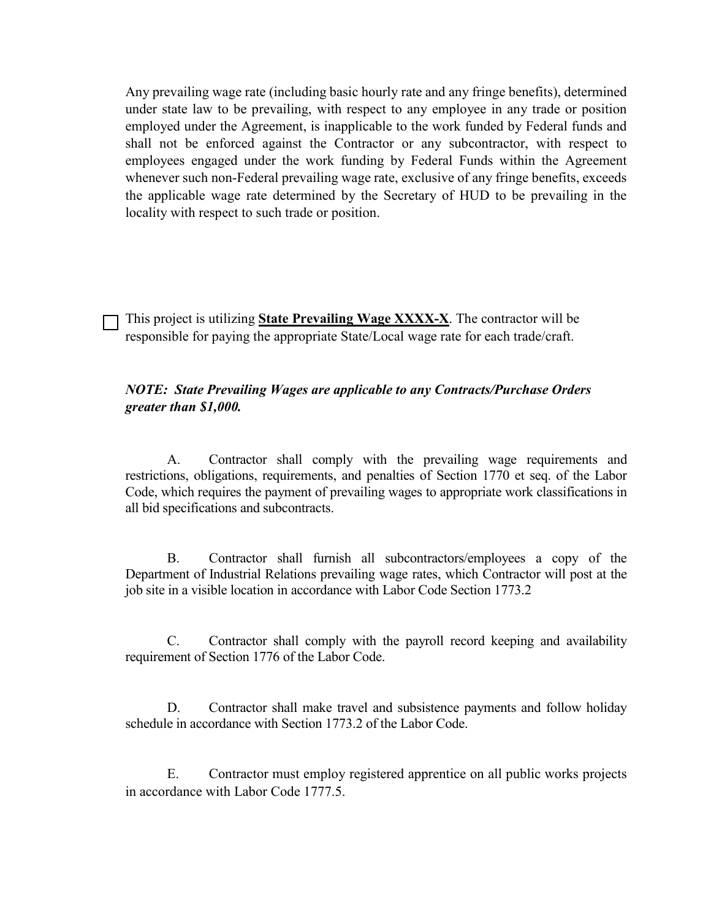Any prevailing wage rate (including basic hourly rate and any fringe benefits), determined under state law to be prevailing, with respect to any employee in any trade or position employed under the Agreement, is inapplicable to the work funded by Federal funds and shall not be enforced against the Contractor or any subcontractor, with respect to employees engaged under the work funding by Federal Funds within the Agreement whenever such non-Federal prevailing wage rate, exclusive of any fringe benefits, exceeds the applicable wage rate determined by the Secretary of HUD to be prevailing in the locality with respect to such trade or position.

☐ This project is utilizing **State Prevailing Wage XXXX-X**. The contractor will be responsible for paying the appropriate State/Local wage rate for each trade/craft.

***NOTE: State Prevailing Wages are applicable to any Contracts/Purchase Orders greater than $1,000.***

A. Contractor shall comply with the prevailing wage requirements and restrictions, obligations, requirements, and penalties of Section 1770 et seq. of the Labor Code, which requires the payment of prevailing wages to appropriate work classifications in all bid specifications and subcontracts.

B. Contractor shall furnish all subcontractors/employees a copy of the Department of Industrial Relations prevailing wage rates, which Contractor will post at the job site in a visible location in accordance with Labor Code Section 1773.2

C. Contractor shall comply with the payroll record keeping and availability requirement of Section 1776 of the Labor Code.

D. Contractor shall make travel and subsistence payments and follow holiday schedule in accordance with Section 1773.2 of the Labor Code.

E. Contractor must employ registered apprentice on all public works projects in accordance with Labor Code 1777.5.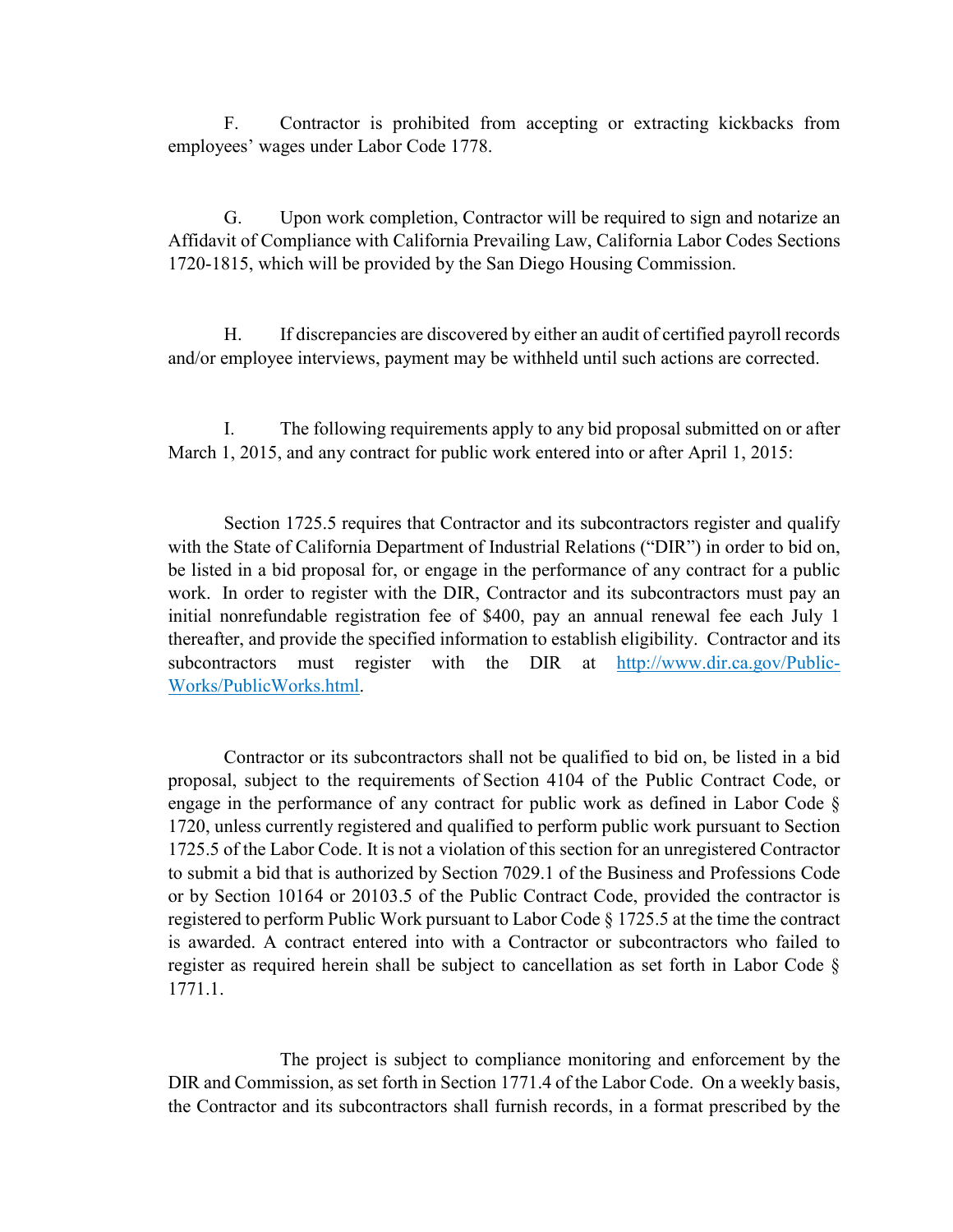F. Contractor is prohibited from accepting or extracting kickbacks from employees' wages under Labor Code 1778.

G. Upon work completion, Contractor will be required to sign and notarize an Affidavit of Compliance with California Prevailing Law, California Labor Codes Sections 1720-1815, which will be provided by the San Diego Housing Commission.

H. If discrepancies are discovered by either an audit of certified payroll records and/or employee interviews, payment may be withheld until such actions are corrected.

I. The following requirements apply to any bid proposal submitted on or after March 1, 2015, and any contract for public work entered into or after April 1, 2015:

Section 1725.5 requires that Contractor and its subcontractors register and qualify with the State of California Department of Industrial Relations ("DIR") in order to bid on, be listed in a bid proposal for, or engage in the performance of any contract for a public work. In order to register with the DIR, Contractor and its subcontractors must pay an initial nonrefundable registration fee of $400, pay an annual renewal fee each July 1 thereafter, and provide the specified information to establish eligibility. Contractor and its subcontractors must register with the DIR at [http://www.dir.ca.gov/Public-Works/PublicWorks.html](http://www.dir.ca.gov/Public-Works/PublicWorks.html).

Contractor or its subcontractors shall not be qualified to bid on, be listed in a bid proposal, subject to the requirements of Section 4104 of the Public Contract Code, or engage in the performance of any contract for public work as defined in Labor Code § 1720, unless currently registered and qualified to perform public work pursuant to Section 1725.5 of the Labor Code. It is not a violation of this section for an unregistered Contractor to submit a bid that is authorized by Section 7029.1 of the Business and Professions Code or by Section 10164 or 20103.5 of the Public Contract Code, provided the contractor is registered to perform Public Work pursuant to Labor Code § 1725.5 at the time the contract is awarded. A contract entered into with a Contractor or subcontractors who failed to register as required herein shall be subject to cancellation as set forth in Labor Code § 1771.1.

The project is subject to compliance monitoring and enforcement by the DIR and Commission, as set forth in Section 1771.4 of the Labor Code. On a weekly basis, the Contractor and its subcontractors shall furnish records, in a format prescribed by the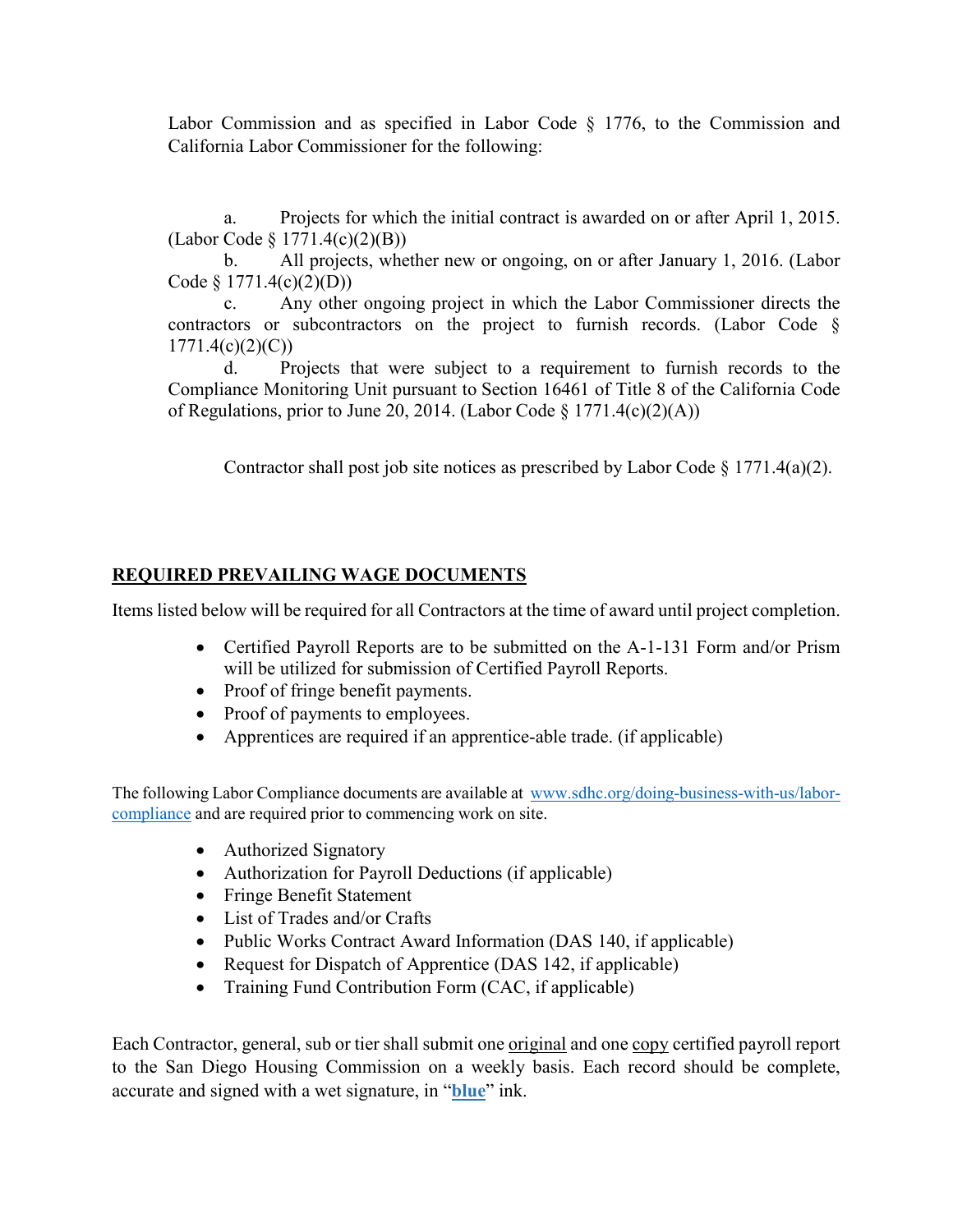Labor Commission and as specified in Labor Code § 1776, to the Commission and California Labor Commissioner for the following:

a. Projects for which the initial contract is awarded on or after April 1, 2015. (Labor Code § 1771.4(c)(2)(B))

b. All projects, whether new or ongoing, on or after January 1, 2016. (Labor Code § 1771.4(c)(2)(D))

c. Any other ongoing project in which the Labor Commissioner directs the contractors or subcontractors on the project to furnish records. (Labor Code § 1771.4(c)(2)(C))

d. Projects that were subject to a requirement to furnish records to the Compliance Monitoring Unit pursuant to Section 16461 of Title 8 of the California Code of Regulations, prior to June 20, 2014. (Labor Code § 1771.4(c)(2)(A))

Contractor shall post job site notices as prescribed by Labor Code § 1771.4(a)(2).

## **REQUIRED PREVAILING WAGE DOCUMENTS**

Items listed below will be required for all Contractors at the time of award until project completion.

- Certified Payroll Reports are to be submitted on the A-1-131 Form and/or Prism will be utilized for submission of Certified Payroll Reports.
- Proof of fringe benefit payments.
- Proof of payments to employees.
- Apprentices are required if an apprentice-able trade. (if applicable)

The following Labor Compliance documents are available at [www.sdhc.org/doing-business-with-us/labor-compliance](www.sdhc.org/doing-business-with-us/labor-compliance) and are required prior to commencing work on site.

- Authorized Signatory
- Authorization for Payroll Deductions (if applicable)
- Fringe Benefit Statement
- List of Trades and/or Crafts
- Public Works Contract Award Information (DAS 140, if applicable)
- Request for Dispatch of Apprentice (DAS 142, if applicable)
- Training Fund Contribution Form (CAC, if applicable)

Each Contractor, general, sub or tier shall submit one original and one copy certified payroll report to the San Diego Housing Commission on a weekly basis. Each record should be complete, accurate and signed with a wet signature, in "**blue**" ink.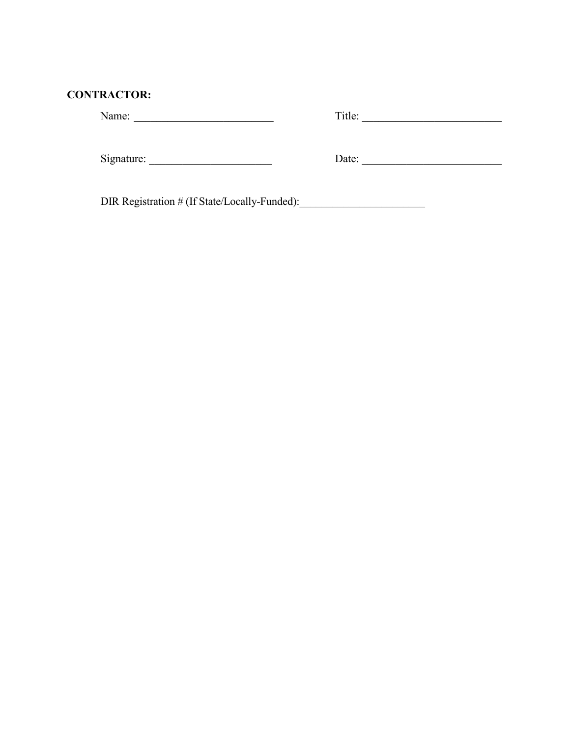**CONTRACTOR:**

Name: ___________________________ Title: ___________________________

Signature: ________________________ Date: ___________________________

DIR Registration # (If State/Locally-Funded):________________________